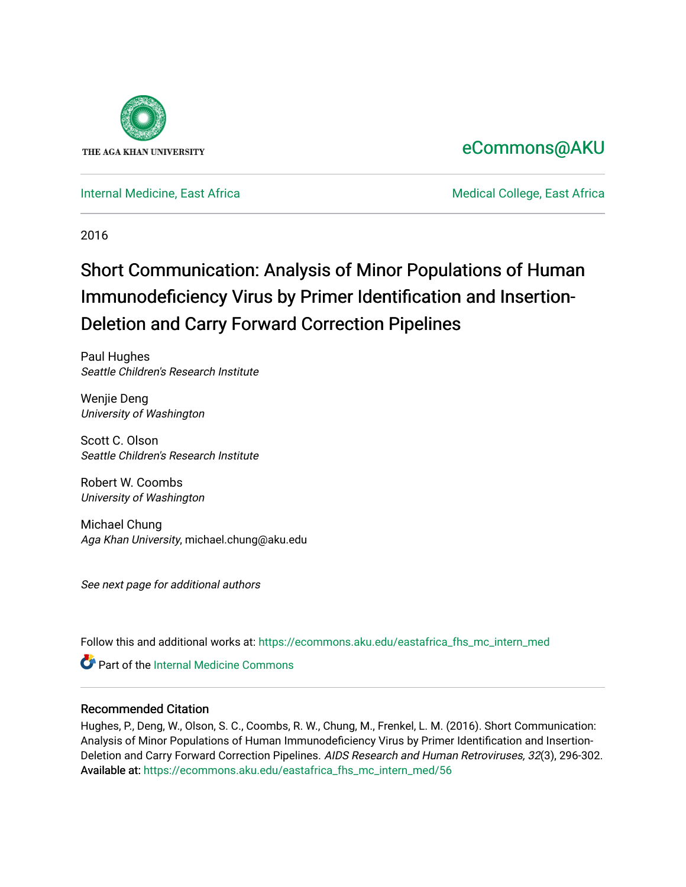THE AGA KHAN UNIVERSITY

eCommons@AKU

Internal Medicine, East Africa

Medical College, East Africa

2016

# Short Communication: Analysis of Minor Populations of Human Immunodeficiency Virus by Primer Identification and Insertion-Deletion and Carry Forward Correction Pipelines

Paul Hughes
*Seattle Children's Research Institute*

Wenjie Deng
*University of Washington*

Scott C. Olson
*Seattle Children's Research Institute*

Robert W. Coombs
*University of Washington*

Michael Chung
*Aga Khan University*, michael.chung@aku.edu

*See next page for additional authors*

Follow this and additional works at: https://ecommons.aku.edu/eastafrica_fhs_mc_intern_med

Part of the Internal Medicine Commons

## Recommended Citation

Hughes, P., Deng, W., Olson, S. C., Coombs, R. W., Chung, M., Frenkel, L. M. (2016). Short Communication: Analysis of Minor Populations of Human Immunodeficiency Virus by Primer Identification and Insertion-Deletion and Carry Forward Correction Pipelines. *AIDS Research and Human Retroviruses, 32*(3), 296-302.
Available at: https://ecommons.aku.edu/eastafrica_fhs_mc_intern_med/56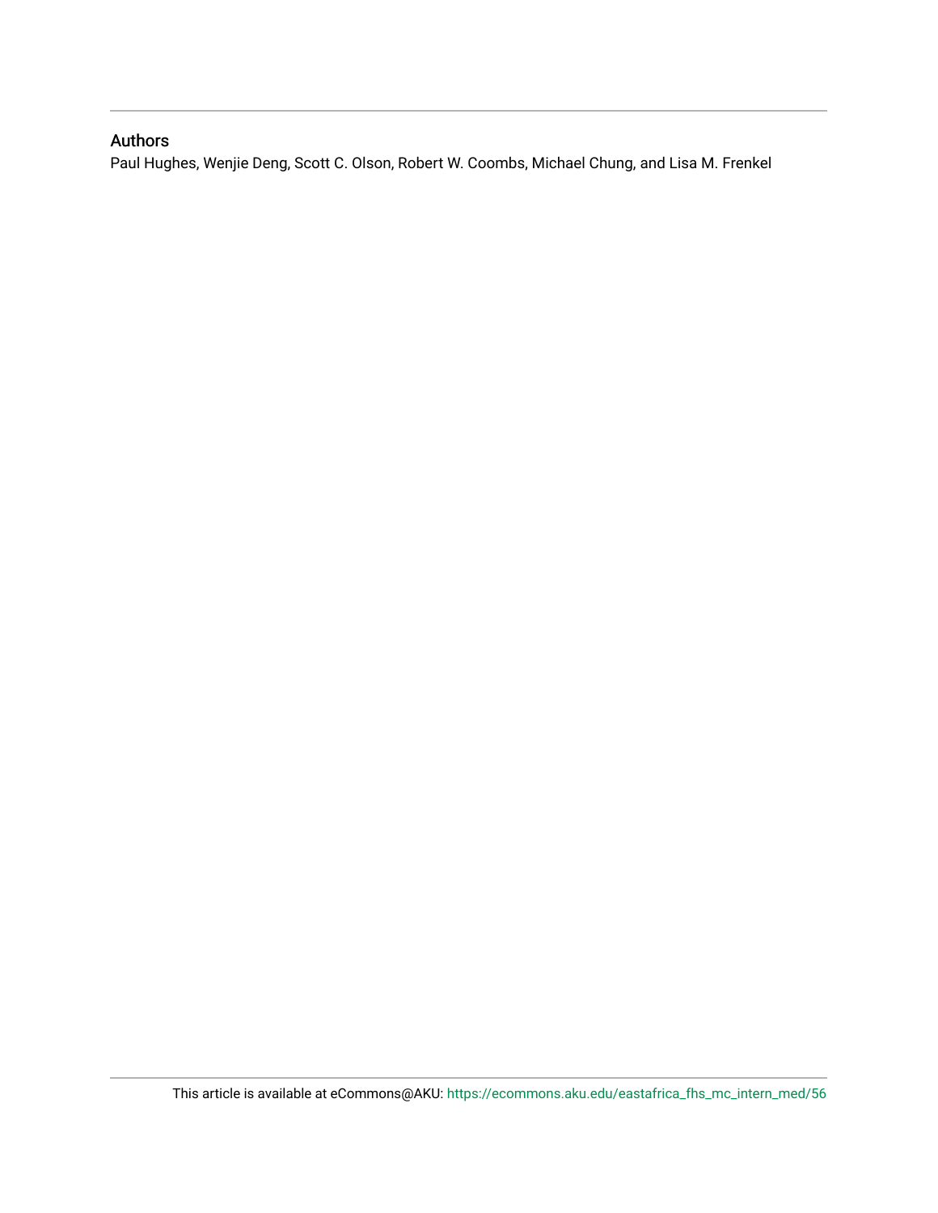### Authors

Paul Hughes, Wenjie Deng, Scott C. Olson, Robert W. Coombs, Michael Chung, and Lisa M. Frenkel

This article is available at eCommons@AKU: https://ecommons.aku.edu/eastafrica_fhs_mc_intern_med/56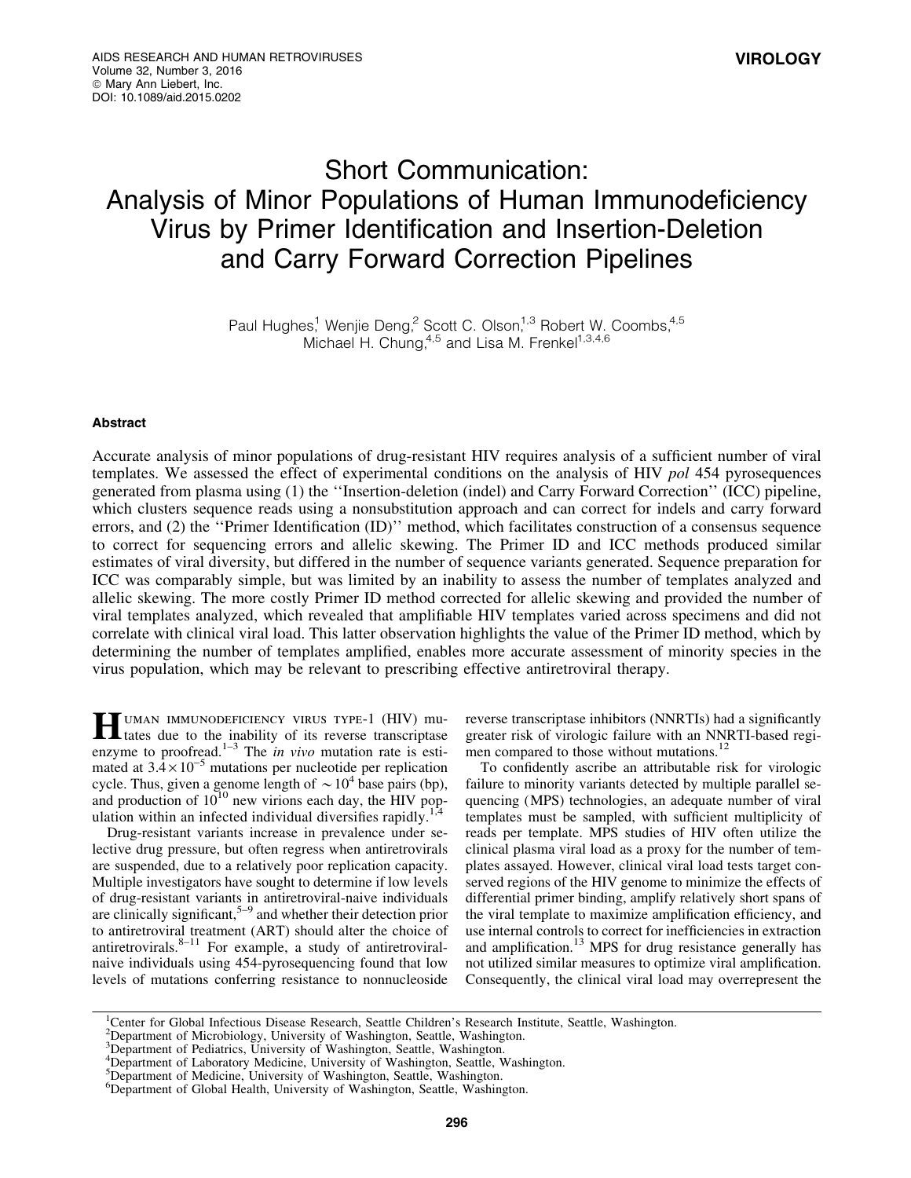# Short Communication: Analysis of Minor Populations of Human Immunodeficiency Virus by Primer Identification and Insertion-Deletion and Carry Forward Correction Pipelines

Paul Hughes,[1] Wenjie Deng,[2] Scott C. Olson,[1,3] Robert W. Coombs,[4,5] Michael H. Chung,[4,5] and Lisa M. Frenkel[1,3,4,6]

## Abstract

Accurate analysis of minor populations of drug-resistant HIV requires analysis of a sufficient number of viral templates. We assessed the effect of experimental conditions on the analysis of HIV *pol* 454 pyrosequences generated from plasma using (1) the ''Insertion-deletion (indel) and Carry Forward Correction'' (ICC) pipeline, which clusters sequence reads using a nonsubstitution approach and can correct for indels and carry forward errors, and (2) the ''Primer Identification (ID)'' method, which facilitates construction of a consensus sequence to correct for sequencing errors and allelic skewing. The Primer ID and ICC methods produced similar estimates of viral diversity, but differed in the number of sequence variants generated. Sequence preparation for ICC was comparably simple, but was limited by an inability to assess the number of templates analyzed and allelic skewing. The more costly Primer ID method corrected for allelic skewing and provided the number of viral templates analyzed, which revealed that amplifiable HIV templates varied across specimens and did not correlate with clinical viral load. This latter observation highlights the value of the Primer ID method, which by determining the number of templates amplified, enables more accurate assessment of minority species in the virus population, which may be relevant to prescribing effective antiretroviral therapy.

Human immunodeficiency virus type-1 (HIV) mutates due to the inability of its reverse transcriptase enzyme to proofread.[1–3] The *in vivo* mutation rate is estimated at $3.4 \times 10^{-5}$ mutations per nucleotide per replication cycle. Thus, given a genome length of $\sim 10^4$ base pairs (bp), and production of $10^{10}$ new virions each day, the HIV population within an infected individual diversifies rapidly.[1,4]

Drug-resistant variants increase in prevalence under selective drug pressure, but often regress when antiretrovirals are suspended, due to a relatively poor replication capacity. Multiple investigators have sought to determine if low levels of drug-resistant variants in antiretroviral-naive individuals are clinically significant,[5–9] and whether their detection prior to antiretroviral treatment (ART) should alter the choice of antiretrovirals.[8–11] For example, a study of antiretroviral-naive individuals using 454-pyrosequencing found that low levels of mutations conferring resistance to nonnucleoside reverse transcriptase inhibitors (NNRTIs) had a significantly greater risk of virologic failure with an NNRTI-based regimen compared to those without mutations.[12]

To confidently ascribe an attributable risk for virologic failure to minority variants detected by multiple parallel sequencing (MPS) technologies, an adequate number of viral templates must be sampled, with sufficient multiplicity of reads per template. MPS studies of HIV often utilize the clinical plasma viral load as a proxy for the number of templates assayed. However, clinical viral load tests target conserved regions of the HIV genome to minimize the effects of differential primer binding, amplify relatively short spans of the viral template to maximize amplification efficiency, and use internal controls to correct for inefficiencies in extraction and amplification.[13] MPS for drug resistance generally has not utilized similar measures to optimize viral amplification. Consequently, the clinical viral load may overrepresent the

---

[1]Center for Global Infectious Disease Research, Seattle Children's Research Institute, Seattle, Washington.
[2]Department of Microbiology, University of Washington, Seattle, Washington.
[3]Department of Pediatrics, University of Washington, Seattle, Washington.
[4]Department of Laboratory Medicine, University of Washington, Seattle, Washington.
[5]Department of Medicine, University of Washington, Seattle, Washington.
[6]Department of Global Health, University of Washington, Seattle, Washington.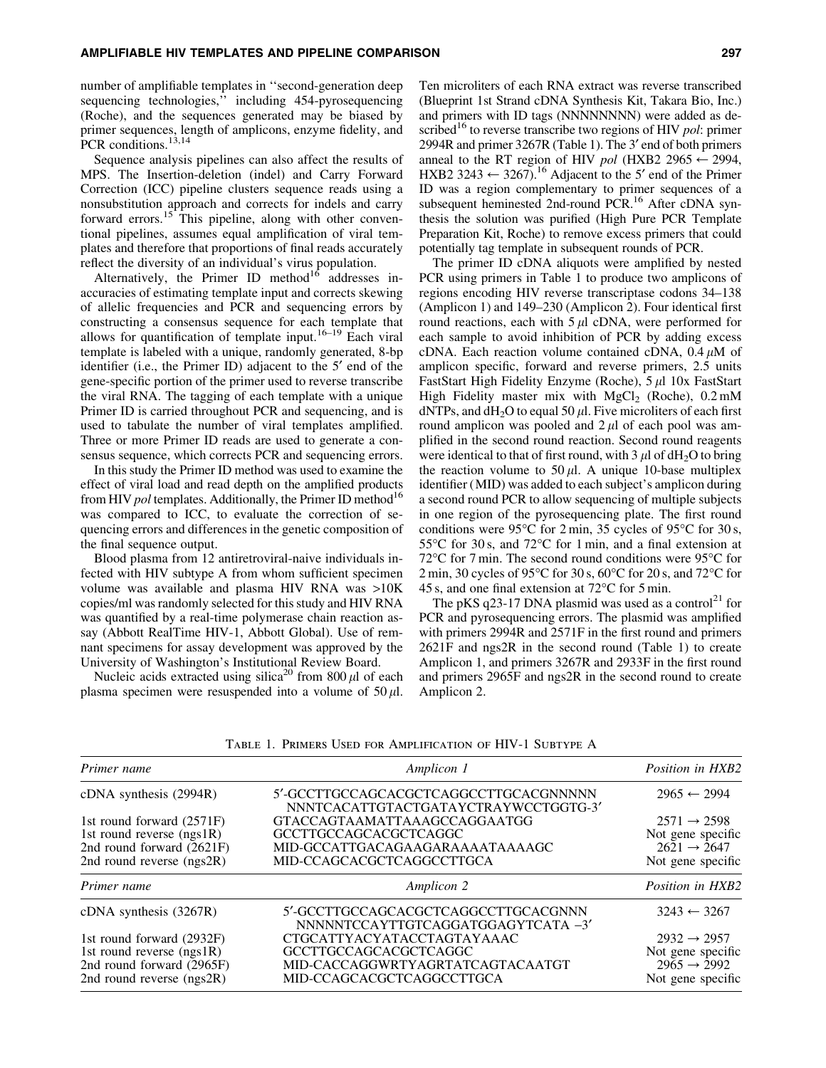number of amplifiable templates in ''second-generation deep sequencing technologies,'' including 454-pyrosequencing (Roche), and the sequences generated may be biased by primer sequences, length of amplicons, enzyme fidelity, and PCR conditions.[13,14]

Sequence analysis pipelines can also affect the results of MPS. The Insertion-deletion (indel) and Carry Forward Correction (ICC) pipeline clusters sequence reads using a nonsubstitution approach and corrects for indels and carry forward errors.[15] This pipeline, along with other conventional pipelines, assumes equal amplification of viral templates and therefore that proportions of final reads accurately reflect the diversity of an individual's virus population.

Alternatively, the Primer ID method[16] addresses inaccuracies of estimating template input and corrects skewing of allelic frequencies and PCR and sequencing errors by constructing a consensus sequence for each template that allows for quantification of template input.[16–19] Each viral template is labeled with a unique, randomly generated, 8-bp identifier (i.e., the Primer ID) adjacent to the 5′ end of the gene-specific portion of the primer used to reverse transcribe the viral RNA. The tagging of each template with a unique Primer ID is carried throughout PCR and sequencing, and is used to tabulate the number of viral templates amplified. Three or more Primer ID reads are used to generate a consensus sequence, which corrects PCR and sequencing errors.

In this study the Primer ID method was used to examine the effect of viral load and read depth on the amplified products from HIV *pol* templates. Additionally, the Primer ID method[16] was compared to ICC, to evaluate the correction of sequencing errors and differences in the genetic composition of the final sequence output.

Blood plasma from 12 antiretroviral-naive individuals infected with HIV subtype A from whom sufficient specimen volume was available and plasma HIV RNA was >10K copies/ml was randomly selected for this study and HIV RNA was quantified by a real-time polymerase chain reaction assay (Abbott RealTime HIV-1, Abbott Global). Use of remnant specimens for assay development was approved by the University of Washington's Institutional Review Board.

Nucleic acids extracted using silica[20] from 800 $\mu$l of each plasma specimen were resuspended into a volume of 50 $\mu$l. Ten microliters of each RNA extract was reverse transcribed (Blueprint 1st Strand cDNA Synthesis Kit, Takara Bio, Inc.) and primers with ID tags (NNNNNNNN) were added as described[16] to reverse transcribe two regions of HIV *pol*: primer 2994R and primer 3267R (Table 1). The 3′ end of both primers anneal to the RT region of HIV *pol* (HXB2 2965 ← 2994, HXB2 3243 ← 3267).[16] Adjacent to the 5′ end of the Primer ID was a region complementary to primer sequences of a subsequent heminested 2nd-round PCR.[16] After cDNA synthesis the solution was purified (High Pure PCR Template Preparation Kit, Roche) to remove excess primers that could potentially tag template in subsequent rounds of PCR.

The primer ID cDNA aliquots were amplified by nested PCR using primers in Table 1 to produce two amplicons of regions encoding HIV reverse transcriptase codons 34–138 (Amplicon 1) and 149–230 (Amplicon 2). Four identical first round reactions, each with 5 $\mu$l cDNA, were performed for each sample to avoid inhibition of PCR by adding excess cDNA. Each reaction volume contained cDNA, 0.4 $\mu$M of amplicon specific, forward and reverse primers, 2.5 units FastStart High Fidelity Enzyme (Roche), 5 $\mu$l 10x FastStart High Fidelity master mix with $MgCl_2$ (Roche), 0.2 mM dNTPs, and $dH_2O$ to equal 50 $\mu$l. Five microliters of each first round amplicon was pooled and 2 $\mu$l of each pool was amplified in the second round reaction. Second round reagents were identical to that of first round, with 3 $\mu$l of $dH_2O$ to bring the reaction volume to 50 $\mu$l. A unique 10-base multiplex identifier (MID) was added to each subject's amplicon during a second round PCR to allow sequencing of multiple subjects in one region of the pyrosequencing plate. The first round conditions were 95°C for 2 min, 35 cycles of 95°C for 30 s, 55°C for 30 s, and 72°C for 1 min, and a final extension at 72°C for 7 min. The second round conditions were 95°C for 2 min, 30 cycles of 95°C for 30 s, 60°C for 20 s, and 72°C for 45 s, and one final extension at 72°C for 5 min.

The pKS q23-17 DNA plasmid was used as a control[21] for PCR and pyrosequencing errors. The plasmid was amplified with primers 2994R and 2571F in the first round and primers 2621F and ngs2R in the second round (Table 1) to create Amplicon 1, and primers 3267R and 2933F in the first round and primers 2965F and ngs2R in the second round to create Amplicon 2.

Table 1. Primers Used for Amplification of HIV-1 Subtype A

| Primer name | Amplicon 1 | Position in HXB2 |
|---|---|---|
| cDNA synthesis (2994R) | 5′-GCCTTGCCAGCACGCTCAGGCCTTGCACGNNNNN NNNTCACATTGTACTGATAYCTRAYWCCTGGTG-3′ | 2965 ← 2994 |
| 1st round forward (2571F) | GTACCAGTAAMATTAAAGCCAGGAATGG | 2571 → 2598 |
| 1st round reverse (ngs1R) | GCCTTGCCAGCACGCTCAGG | Not gene specific |
| 2nd round forward (2621F) | MID-GCCATTGACAGAAGARAAAATAAAAGC | 2621 → 2647 |
| 2nd round reverse (ngs2R) | MID-CCAGCACGCTCAGGCCTTGCA | Not gene specific |
| **Primer name** | **Amplicon 2** | **Position in HXB2** |
| cDNA synthesis (3267R) | 5′-GCCTTGCCAGCACGCTCAGGCCTTGCACGNNN NNNNNTCCAYTTGTCAGGATGGAGYTCATA –3′ | 3243 ← 3267 |
| 1st round forward (2932F) | CTGCATTYACYATACCTAGTAYAAAC | 2932 → 2957 |
| 1st round reverse (ngs1R) | GCCTTGCCAGCACGCTCAGG | Not gene specific |
| 2nd round forward (2965F) | MID-CACCAGGWRTYAGRTATCAGTACAATGT | 2965 → 2992 |
| 2nd round reverse (ngs2R) | MID-CCAGCACGCTCAGGCCTTGCA | Not gene specific |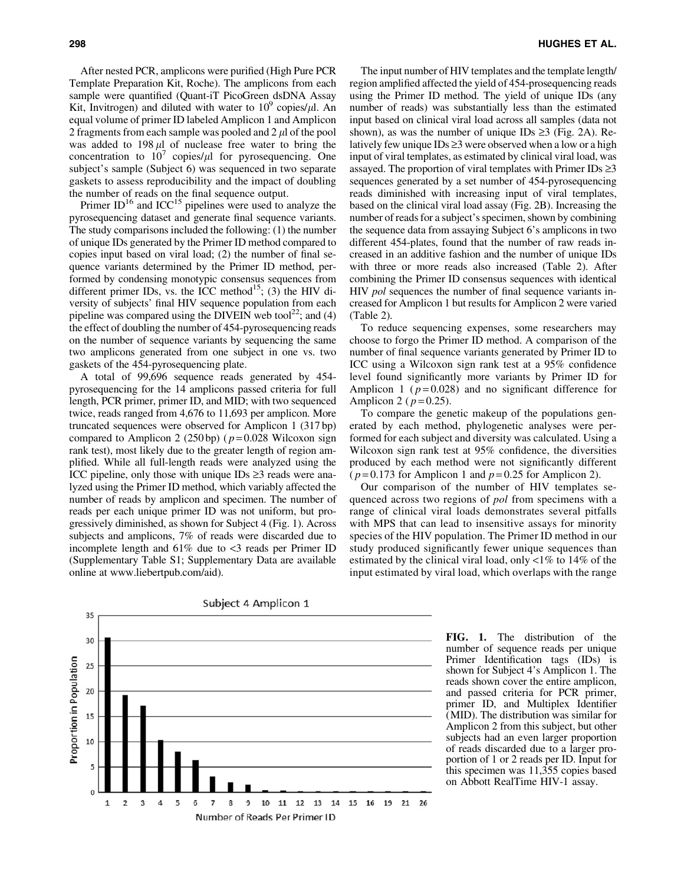After nested PCR, amplicons were purified (High Pure PCR Template Preparation Kit, Roche). The amplicons from each sample were quantified (Quant-iT PicoGreen dsDNA Assay Kit, Invitrogen) and diluted with water to $10^9$ copies/$\mu$l. An equal volume of primer ID labeled Amplicon 1 and Amplicon 2 fragments from each sample was pooled and 2 $\mu$l of the pool was added to 198 $\mu$l of nuclease free water to bring the concentration to $10^7$ copies/$\mu$l for pyrosequencing. One subject's sample (Subject 6) was sequenced in two separate gaskets to assess reproducibility and the impact of doubling the number of reads on the final sequence output.

Primer ID[16] and ICC[15] pipelines were used to analyze the pyrosequencing dataset and generate final sequence variants. The study comparisons included the following: (1) the number of unique IDs generated by the Primer ID method compared to copies input based on viral load; (2) the number of final sequence variants determined by the Primer ID method, performed by condensing monotypic consensus sequences from different primer IDs, vs. the ICC method[15]; (3) the HIV diversity of subjects' final HIV sequence population from each pipeline was compared using the DIVEIN web tool[22]; and (4) the effect of doubling the number of 454-pyrosequencing reads on the number of sequence variants by sequencing the same two amplicons generated from one subject in one vs. two gaskets of the 454-pyrosequencing plate.

A total of 99,696 sequence reads generated by 454-pyrosequencing for the 14 amplicons passed criteria for full length, PCR primer, primer ID, and MID; with two sequenced twice, reads ranged from 4,676 to 11,693 per amplicon. More truncated sequences were observed for Amplicon 1 (317 bp) compared to Amplicon 2 (250 bp) ($p = 0.028$ Wilcoxon sign rank test), most likely due to the greater length of region amplified. While all full-length reads were analyzed using the ICC pipeline, only those with unique IDs ≥3 reads were analyzed using the Primer ID method, which variably affected the number of reads by amplicon and specimen. The number of reads per each unique primer ID was not uniform, but progressively diminished, as shown for Subject 4 (Fig. 1). Across subjects and amplicons, 7% of reads were discarded due to incomplete length and 61% due to <3 reads per Primer ID (Supplementary Table S1; Supplementary Data are available online at www.liebertpub.com/aid).

The input number of HIV templates and the template length/region amplified affected the yield of 454-prosequencing reads using the Primer ID method. The yield of unique IDs (any number of reads) was substantially less than the estimated input based on clinical viral load across all samples (data not shown), as was the number of unique IDs ≥3 (Fig. 2A). Relatively few unique IDs ≥3 were observed when a low or a high input of viral templates, as estimated by clinical viral load, was assayed. The proportion of viral templates with Primer IDs ≥3 sequences generated by a set number of 454-pyrosequencing reads diminished with increasing input of viral templates, based on the clinical viral load assay (Fig. 2B). Increasing the number of reads for a subject's specimen, shown by combining the sequence data from assaying Subject 6's amplicons in two different 454-plates, found that the number of raw reads increased in an additive fashion and the number of unique IDs with three or more reads also increased (Table 2). After combining the Primer ID consensus sequences with identical HIV *pol* sequences the number of final sequence variants increased for Amplicon 1 but results for Amplicon 2 were varied (Table 2).

To reduce sequencing expenses, some researchers may choose to forgo the Primer ID method. A comparison of the number of final sequence variants generated by Primer ID to ICC using a Wilcoxon sign rank test at a 95% confidence level found significantly more variants by Primer ID for Amplicon 1 ($p = 0.028$) and no significant difference for Amplicon 2 ($p = 0.25$).

To compare the genetic makeup of the populations generated by each method, phylogenetic analyses were performed for each subject and diversity was calculated. Using a Wilcoxon sign rank test at 95% confidence, the diversities produced by each method were not significantly different ($p = 0.173$ for Amplicon 1 and $p = 0.25$ for Amplicon 2).

Our comparison of the number of HIV templates sequenced across two regions of *pol* from specimens with a range of clinical viral loads demonstrates several pitfalls with MPS that can lead to insensitive assays for minority species of the HIV population. The Primer ID method in our study produced significantly fewer unique sequences than estimated by the clinical viral load, only <1% to 14% of the input estimated by viral load, which overlaps with the range

**FIG. 1.** The distribution of the number of sequence reads per unique Primer Identification tags (IDs) is shown for Subject 4's Amplicon 1. The reads shown cover the entire amplicon, and passed criteria for PCR primer, primer ID, and Multiplex Identifier (MID). The distribution was similar for Amplicon 2 from this subject, but other subjects had an even larger proportion of reads discarded due to a larger proportion of 1 or 2 reads per ID. Input for this specimen was 11,355 copies based on Abbott RealTime HIV-1 assay.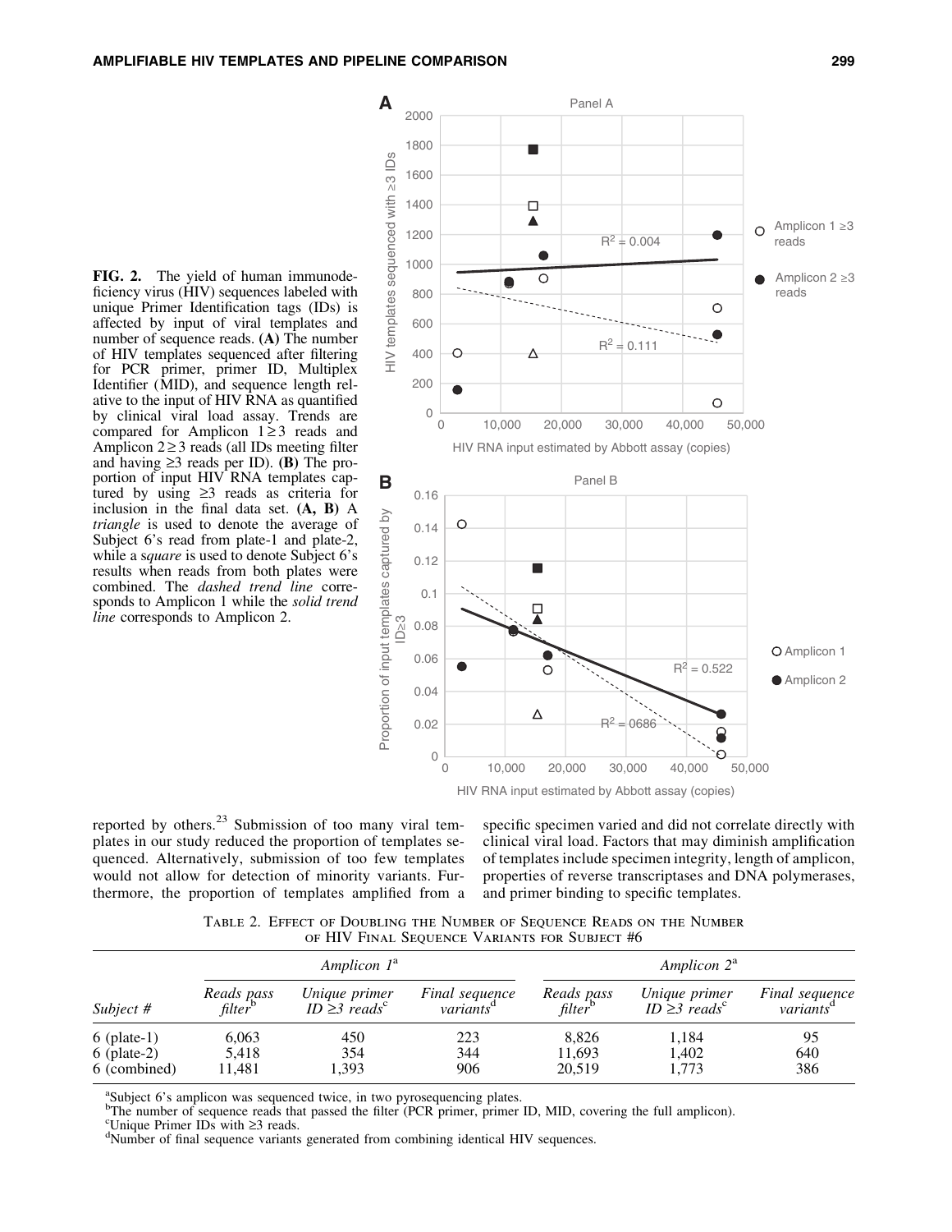**FIG. 2.** The yield of human immunodeficiency virus (HIV) sequences labeled with unique Primer Identification tags (IDs) is affected by input of viral templates and number of sequence reads. **(A)** The number of HIV templates sequenced after filtering for PCR primer, primer ID, Multiplex Identifier (MID), and sequence length relative to the input of HIV RNA as quantified by clinical viral load assay. Trends are compared for Amplicon 1≥3 reads and Amplicon 2≥3 reads (all IDs meeting filter and having ≥3 reads per ID). **(B)** The proportion of input HIV RNA templates captured by using ≥3 reads as criteria for inclusion in the final data set. **(A, B)** A *triangle* is used to denote the average of Subject 6's read from plate-1 and plate-2, while a *square* is used to denote Subject 6's results when reads from both plates were combined. The *dashed trend line* corresponds to Amplicon 1 while the *solid trend line* corresponds to Amplicon 2.

reported by others.[23] Submission of too many viral templates in our study reduced the proportion of templates sequenced. Alternatively, submission of too few templates would not allow for detection of minority variants. Furthermore, the proportion of templates amplified from a specific specimen varied and did not correlate directly with clinical viral load. Factors that may diminish amplification of templates include specimen integrity, length of amplicon, properties of reverse transcriptases and DNA polymerases, and primer binding to specific templates.

Table 2. Effect of Doubling the Number of Sequence Reads on the Number of HIV Final Sequence Variants for Subject #6

| | *Amplicon 1*[a] | | | *Amplicon 2*[a] | | |
|---|---|---|---|---|---|---|
| *Subject #* | *Reads pass filter*[b] | *Unique primer ID ≥3 reads*[c] | *Final sequence variants*[d] | *Reads pass filter*[b] | *Unique primer ID ≥3 reads*[c] | *Final sequence variants*[d] |
| 6 (plate-1) | 6,063 | 450 | 223 | 8,826 | 1,184 | 95 |
| 6 (plate-2) | 5,418 | 354 | 344 | 11,693 | 1,402 | 640 |
| 6 (combined) | 11,481 | 1,393 | 906 | 20,519 | 1,773 | 386 |

[a]Subject 6's amplicon was sequenced twice, in two pyrosequencing plates.
[b]The number of sequence reads that passed the filter (PCR primer, primer ID, MID, covering the full amplicon).
[c]Unique Primer IDs with ≥3 reads.
[d]Number of final sequence variants generated from combining identical HIV sequences.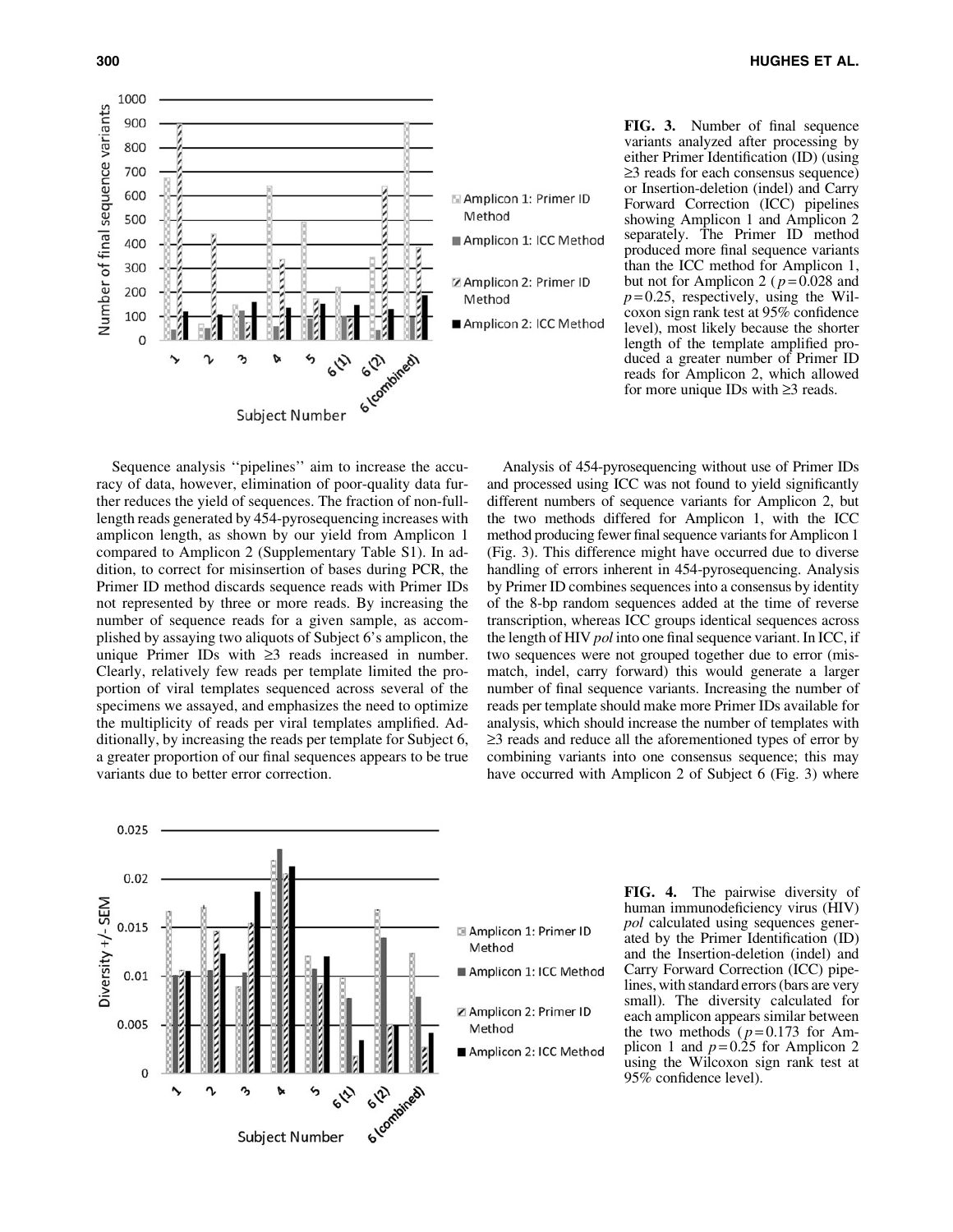FIG. 3. Number of final sequence variants analyzed after processing by either Primer Identification (ID) (using ≥3 reads for each consensus sequence) or Insertion-deletion (indel) and Carry Forward Correction (ICC) pipelines showing Amplicon 1 and Amplicon 2 separately. The Primer ID method produced more final sequence variants than the ICC method for Amplicon 1, but not for Amplicon 2 ($p = 0.028$ and $p = 0.25$, respectively, using the Wilcoxon sign rank test at 95% confidence level), most likely because the shorter length of the template amplified produced a greater number of Primer ID reads for Amplicon 2, which allowed for more unique IDs with ≥3 reads.

Sequence analysis ''pipelines'' aim to increase the accuracy of data, however, elimination of poor-quality data further reduces the yield of sequences. The fraction of non-full-length reads generated by 454-pyrosequencing increases with amplicon length, as shown by our yield from Amplicon 1 compared to Amplicon 2 (Supplementary Table S1). In addition, to correct for misinsertion of bases during PCR, the Primer ID method discards sequence reads with Primer IDs not represented by three or more reads. By increasing the number of sequence reads for a given sample, as accomplished by assaying two aliquots of Subject 6's amplicon, the unique Primer IDs with ≥3 reads increased in number. Clearly, relatively few reads per template limited the proportion of viral templates sequenced across several of the specimens we assayed, and emphasizes the need to optimize the multiplicity of reads per viral templates amplified. Additionally, by increasing the reads per template for Subject 6, a greater proportion of our final sequences appears to be true variants due to better error correction.

Analysis of 454-pyrosequencing without use of Primer IDs and processed using ICC was not found to yield significantly different numbers of sequence variants for Amplicon 2, but the two methods differed for Amplicon 1, with the ICC method producing fewer final sequence variants for Amplicon 1 (Fig. 3). This difference might have occurred due to diverse handling of errors inherent in 454-pyrosequencing. Analysis by Primer ID combines sequences into a consensus by identity of the 8-bp random sequences added at the time of reverse transcription, whereas ICC groups identical sequences across the length of HIV *pol* into one final sequence variant. In ICC, if two sequences were not grouped together due to error (mismatch, indel, carry forward) this would generate a larger number of final sequence variants. Increasing the number of reads per template should make more Primer IDs available for analysis, which should increase the number of templates with ≥3 reads and reduce all the aforementioned types of error by combining variants into one consensus sequence; this may have occurred with Amplicon 2 of Subject 6 (Fig. 3) where

FIG. 4. The pairwise diversity of human immunodeficiency virus (HIV) *pol* calculated using sequences generated by the Primer Identification (ID) and the Insertion-deletion (indel) and Carry Forward Correction (ICC) pipelines, with standard errors (bars are very small). The diversity calculated for each amplicon appears similar between the two methods ($p = 0.173$ for Amplicon 1 and $p = 0.25$ for Amplicon 2 using the Wilcoxon sign rank test at 95% confidence level).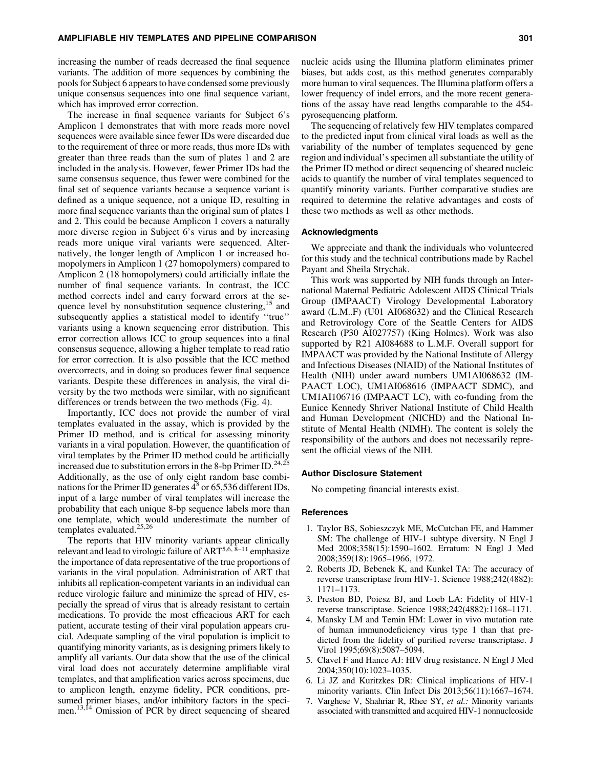increasing the number of reads decreased the final sequence variants. The addition of more sequences by combining the pools for Subject 6 appears to have condensed some previously unique consensus sequences into one final sequence variant, which has improved error correction.

The increase in final sequence variants for Subject 6's Amplicon 1 demonstrates that with more reads more novel sequences were available since fewer IDs were discarded due to the requirement of three or more reads, thus more IDs with greater than three reads than the sum of plates 1 and 2 are included in the analysis. However, fewer Primer IDs had the same consensus sequence, thus fewer were combined for the final set of sequence variants because a sequence variant is defined as a unique sequence, not a unique ID, resulting in more final sequence variants than the original sum of plates 1 and 2. This could be because Amplicon 1 covers a naturally more diverse region in Subject 6's virus and by increasing reads more unique viral variants were sequenced. Alternatively, the longer length of Amplicon 1 or increased homopolymers in Amplicon 1 (27 homopolymers) compared to Amplicon 2 (18 homopolymers) could artificially inflate the number of final sequence variants. In contrast, the ICC method corrects indel and carry forward errors at the sequence level by nonsubstitution sequence clustering,[15] and subsequently applies a statistical model to identify ''true'' variants using a known sequencing error distribution. This error correction allows ICC to group sequences into a final consensus sequence, allowing a higher template to read ratio for error correction. It is also possible that the ICC method overcorrects, and in doing so produces fewer final sequence variants. Despite these differences in analysis, the viral diversity by the two methods were similar, with no significant differences or trends between the two methods (Fig. 4).

Importantly, ICC does not provide the number of viral templates evaluated in the assay, which is provided by the Primer ID method, and is critical for assessing minority variants in a viral population. However, the quantification of viral templates by the Primer ID method could be artificially increased due to substitution errors in the 8-bp Primer ID.[24,25] Additionally, as the use of only eight random base combinations for the Primer ID generates $4^8$ or 65,536 different IDs, input of a large number of viral templates will increase the probability that each unique 8-bp sequence labels more than one template, which would underestimate the number of templates evaluated.[25,26]

The reports that HIV minority variants appear clinically relevant and lead to virologic failure of ART[5,6, 8–11] emphasize the importance of data representative of the true proportions of variants in the viral population. Administration of ART that inhibits all replication-competent variants in an individual can reduce virologic failure and minimize the spread of HIV, especially the spread of virus that is already resistant to certain medications. To provide the most efficacious ART for each patient, accurate testing of their viral population appears crucial. Adequate sampling of the viral population is implicit to quantifying minority variants, as is designing primers likely to amplify all variants. Our data show that the use of the clinical viral load does not accurately determine amplifiable viral templates, and that amplification varies across specimens, due to amplicon length, enzyme fidelity, PCR conditions, presumed primer biases, and/or inhibitory factors in the specimen.[13,14] Omission of PCR by direct sequencing of sheared nucleic acids using the Illumina platform eliminates primer biases, but adds cost, as this method generates comparably more human to viral sequences. The Illumina platform offers a lower frequency of indel errors, and the more recent generations of the assay have read lengths comparable to the 454-pyrosequencing platform.

The sequencing of relatively few HIV templates compared to the predicted input from clinical viral loads as well as the variability of the number of templates sequenced by gene region and individual's specimen all substantiate the utility of the Primer ID method or direct sequencing of sheared nucleic acids to quantify the number of viral templates sequenced to quantify minority variants. Further comparative studies are required to determine the relative advantages and costs of these two methods as well as other methods.

## Acknowledgments

We appreciate and thank the individuals who volunteered for this study and the technical contributions made by Rachel Payant and Sheila Strychak.

This work was supported by NIH funds through an International Maternal Pediatric Adolescent AIDS Clinical Trials Group (IMPAACT) Virology Developmental Laboratory award (L.M..F) (U01 AI068632) and the Clinical Research and Retrovirology Core of the Seattle Centers for AIDS Research (P30 AI027757) (King Holmes). Work was also supported by R21 AI084688 to L.M.F. Overall support for IMPAACT was provided by the National Institute of Allergy and Infectious Diseases (NIAID) of the National Institutes of Health (NIH) under award numbers UM1AI068632 (IMPAACT LOC), UM1AI068616 (IMPAACT SDMC), and UM1AI106716 (IMPAACT LC), with co-funding from the Eunice Kennedy Shriver National Institute of Child Health and Human Development (NICHD) and the National Institute of Mental Health (NIMH). The content is solely the responsibility of the authors and does not necessarily represent the official views of the NIH.

## Author Disclosure Statement

No competing financial interests exist.

## References

1. Taylor BS, Sobieszczyk ME, McCutchan FE, and Hammer SM: The challenge of HIV-1 subtype diversity. N Engl J Med 2008;358(15):1590–1602. Erratum: N Engl J Med 2008;359(18):1965–1966, 1972.
2. Roberts JD, Bebenek K, and Kunkel TA: The accuracy of reverse transcriptase from HIV-1. Science 1988;242(4882): 1171–1173.
3. Preston BD, Poiesz BJ, and Loeb LA: Fidelity of HIV-1 reverse transcriptase. Science 1988;242(4882):1168–1171.
4. Mansky LM and Temin HM: Lower in vivo mutation rate of human immunodeficiency virus type 1 than that predicted from the fidelity of purified reverse transcriptase. J Virol 1995;69(8):5087–5094.
5. Clavel F and Hance AJ: HIV drug resistance. N Engl J Med 2004;350(10):1023–1035.
6. Li JZ and Kuritzkes DR: Clinical implications of HIV-1 minority variants. Clin Infect Dis 2013;56(11):1667–1674.
7. Varghese V, Shahriar R, Rhee SY, *et al.:* Minority variants associated with transmitted and acquired HIV-1 nonnucleoside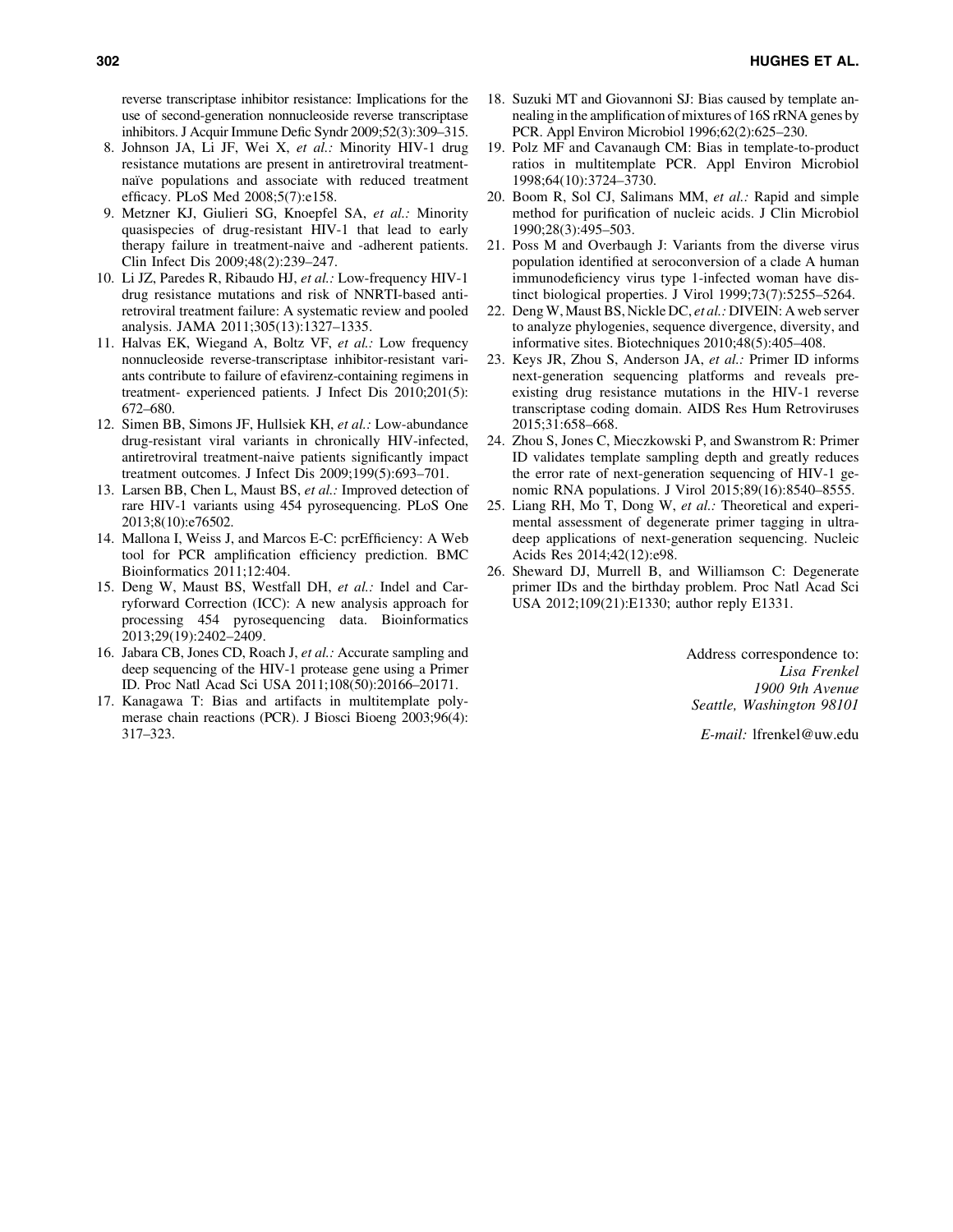reverse transcriptase inhibitor resistance: Implications for the use of second-generation nonnucleoside reverse transcriptase inhibitors. J Acquir Immune Defic Syndr 2009;52(3):309–315.

8. Johnson JA, Li JF, Wei X, *et al.:* Minority HIV-1 drug resistance mutations are present in antiretroviral treatment-naïve populations and associate with reduced treatment efficacy. PLoS Med 2008;5(7):e158.
9. Metzner KJ, Giulieri SG, Knoepfel SA, *et al.:* Minority quasispecies of drug-resistant HIV-1 that lead to early therapy failure in treatment-naive and -adherent patients. Clin Infect Dis 2009;48(2):239–247.
10. Li JZ, Paredes R, Ribaudo HJ, *et al.:* Low-frequency HIV-1 drug resistance mutations and risk of NNRTI-based antiretroviral treatment failure: A systematic review and pooled analysis. JAMA 2011;305(13):1327–1335.
11. Halvas EK, Wiegand A, Boltz VF, *et al.:* Low frequency nonnucleoside reverse-transcriptase inhibitor-resistant variants contribute to failure of efavirenz-containing regimens in treatment- experienced patients. J Infect Dis 2010;201(5): 672–680.
12. Simen BB, Simons JF, Hullsiek KH, *et al.:* Low-abundance drug-resistant viral variants in chronically HIV-infected, antiretroviral treatment-naive patients significantly impact treatment outcomes. J Infect Dis 2009;199(5):693–701.
13. Larsen BB, Chen L, Maust BS, *et al.:* Improved detection of rare HIV-1 variants using 454 pyrosequencing. PLoS One 2013;8(10):e76502.
14. Mallona I, Weiss J, and Marcos E-C: pcrEfficiency: A Web tool for PCR amplification efficiency prediction. BMC Bioinformatics 2011;12:404.
15. Deng W, Maust BS, Westfall DH, *et al.:* Indel and Carryforward Correction (ICC): A new analysis approach for processing 454 pyrosequencing data. Bioinformatics 2013;29(19):2402–2409.
16. Jabara CB, Jones CD, Roach J, *et al.:* Accurate sampling and deep sequencing of the HIV-1 protease gene using a Primer ID. Proc Natl Acad Sci USA 2011;108(50):20166–20171.
17. Kanagawa T: Bias and artifacts in multitemplate polymerase chain reactions (PCR). J Biosci Bioeng 2003;96(4): 317–323.
18. Suzuki MT and Giovannoni SJ: Bias caused by template annealing in the amplification of mixtures of 16S rRNA genes by PCR. Appl Environ Microbiol 1996;62(2):625–230.
19. Polz MF and Cavanaugh CM: Bias in template-to-product ratios in multitemplate PCR. Appl Environ Microbiol 1998;64(10):3724–3730.
20. Boom R, Sol CJ, Salimans MM, *et al.:* Rapid and simple method for purification of nucleic acids. J Clin Microbiol 1990;28(3):495–503.
21. Poss M and Overbaugh J: Variants from the diverse virus population identified at seroconversion of a clade A human immunodeficiency virus type 1-infected woman have distinct biological properties. J Virol 1999;73(7):5255–5264.
22. Deng W, Maust BS, Nickle DC, *et al.:* DIVEIN: A web server to analyze phylogenies, sequence divergence, diversity, and informative sites. Biotechniques 2010;48(5):405–408.
23. Keys JR, Zhou S, Anderson JA, *et al.:* Primer ID informs next-generation sequencing platforms and reveals preexisting drug resistance mutations in the HIV-1 reverse transcriptase coding domain. AIDS Res Hum Retroviruses 2015;31:658–668.
24. Zhou S, Jones C, Mieczkowski P, and Swanstrom R: Primer ID validates template sampling depth and greatly reduces the error rate of next-generation sequencing of HIV-1 genomic RNA populations. J Virol 2015;89(16):8540–8555.
25. Liang RH, Mo T, Dong W, *et al.:* Theoretical and experimental assessment of degenerate primer tagging in ultra-deep applications of next-generation sequencing. Nucleic Acids Res 2014;42(12):e98.
26. Sheward DJ, Murrell B, and Williamson C: Degenerate primer IDs and the birthday problem. Proc Natl Acad Sci USA 2012;109(21):E1330; author reply E1331.

Address correspondence to:
*Lisa Frenkel*
*1900 9th Avenue*
*Seattle, Washington 98101*

*E-mail:* lfrenkel@uw.edu